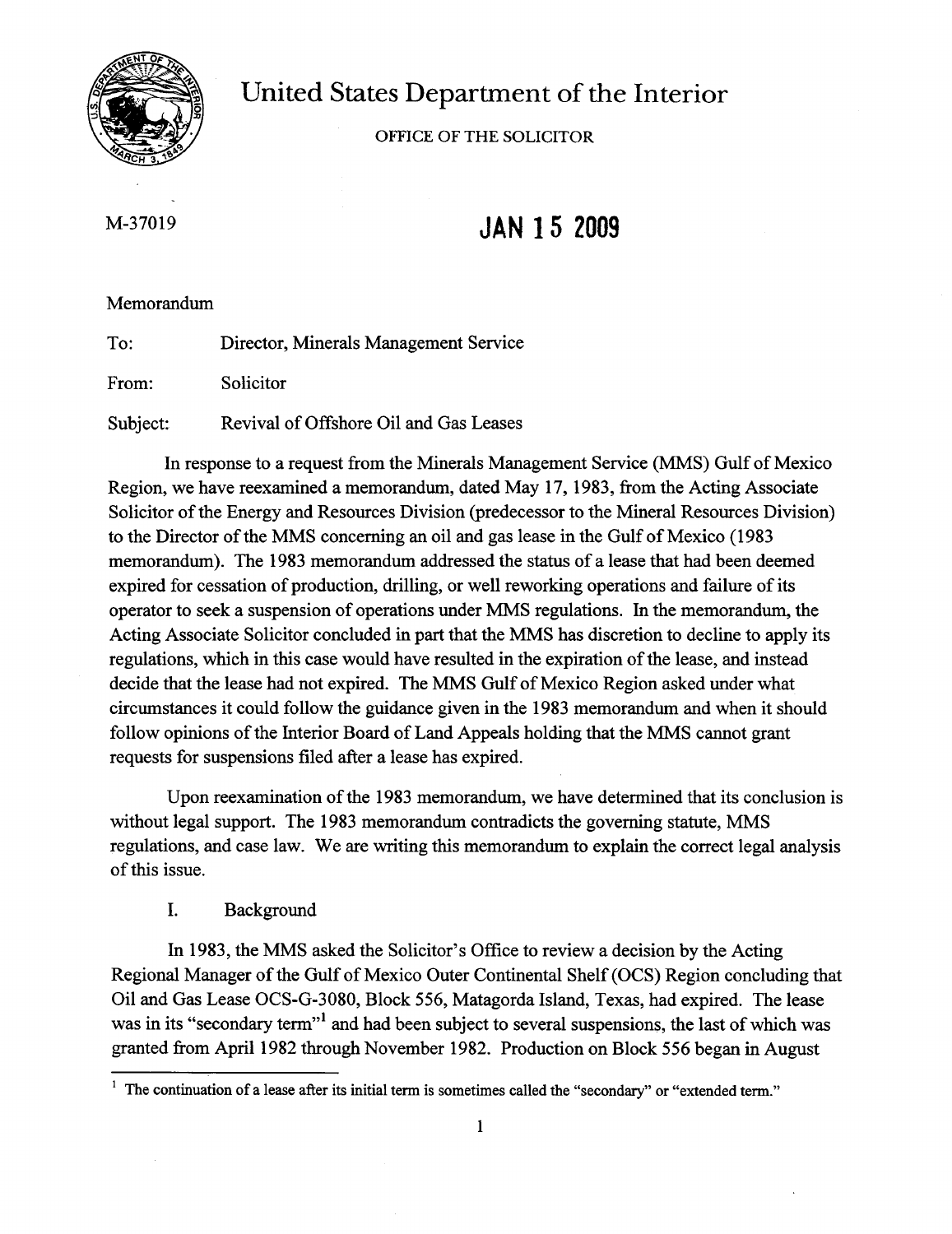# United States Department of the Interior

OFFICE OF THE SOLICITOR

M-37019

**JAN 15 2009**

Memorandum

To: Director, Minerals Management Service

From: Solicitor

Subject: Revival of Offshore Oil and Gas Leases

In response to a request from the Minerals Management Service (MMS) Gulf of Mexico Region, we have reexamined a memorandum, dated May 17, 1983, from the Acting Associate Solicitor of the Energy and Resources Division (predecessor to the Mineral Resources Division) to the Director of the MMS concerning an oil and gas lease in the Gulf of Mexico (1983 memorandum). The 1983 memorandum addressed the status of a lease that had been deemed expired for cessation of production, drilling, or well reworking operations and failure of its operator to seek a suspension of operations under MMS regulations. In the memorandum, the Acting Associate Solicitor concluded in part that the MMS has discretion to decline to apply its regulations, which in this case would have resulted in the expiration of the lease, and instead decide that the lease had not expired. The MMS Gulf of Mexico Region asked under what circumstances it could follow the guidance given in the 1983 memorandum and when it should follow opinions of the Interior Board of Land Appeals holding that the MMS cannot grant requests for suspensions filed after a lease has expired.

Upon reexamination of the 1983 memorandum, we have determined that its conclusion is without legal support. The 1983 memorandum contradicts the governing statute, MMS regulations, and case law. We are writing this memorandum to explain the correct legal analysis of this issue.

## I. Background

In 1983, the MMS asked the Solicitor's Office to review a decision by the Acting Regional Manager of the Gulf of Mexico Outer Continental Shelf (OCS) Region concluding that Oil and Gas Lease OCS-G-3080, Block 556, Matagorda Island, Texas, had expired. The lease was in its "secondary term"[1] and had been subject to several suspensions, the last of which was granted from April 1982 through November 1982. Production on Block 556 began in August

[1] The continuation of a lease after its initial term is sometimes called the "secondary" or "extended term."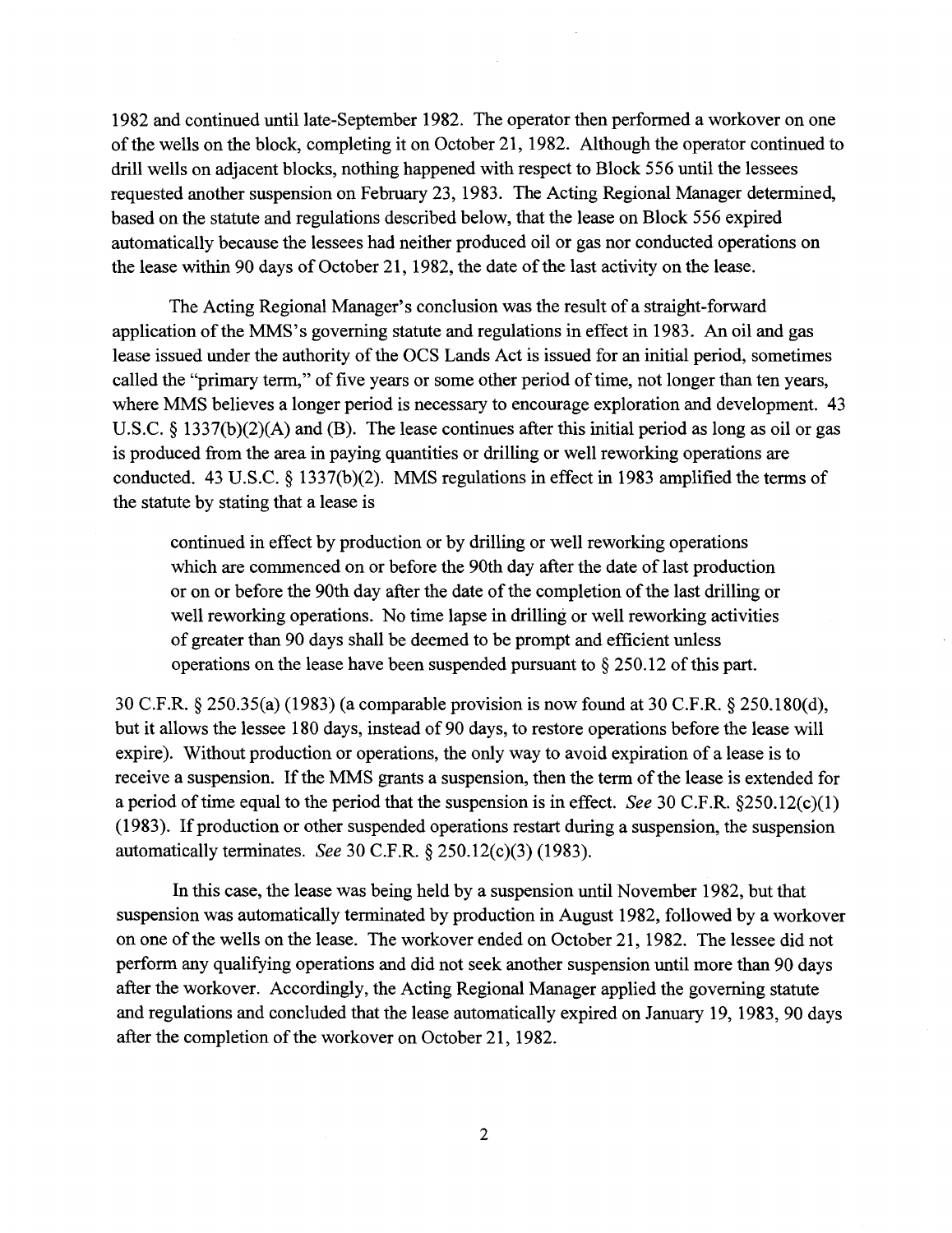1982 and continued until late-September 1982. The operator then performed a workover on one of the wells on the block, completing it on October 21, 1982. Although the operator continued to drill wells on adjacent blocks, nothing happened with respect to Block 556 until the lessees requested another suspension on February 23, 1983. The Acting Regional Manager determined, based on the statute and regulations described below, that the lease on Block 556 expired automatically because the lessees had neither produced oil or gas nor conducted operations on the lease within 90 days of October 21, 1982, the date of the last activity on the lease.

The Acting Regional Manager's conclusion was the result of a straight-forward application of the MMS's governing statute and regulations in effect in 1983. An oil and gas lease issued under the authority of the OCS Lands Act is issued for an initial period, sometimes called the "primary term," of five years or some other period of time, not longer than ten years, where MMS believes a longer period is necessary to encourage exploration and development. 43 U.S.C. § 1337(b)(2)(A) and (B). The lease continues after this initial period as long as oil or gas is produced from the area in paying quantities or drilling or well reworking operations are conducted. 43 U.S.C. § 1337(b)(2). MMS regulations in effect in 1983 amplified the terms of the statute by stating that a lease is

> continued in effect by production or by drilling or well reworking operations which are commenced on or before the 90th day after the date of last production or on or before the 90th day after the date of the completion of the last drilling or well reworking operations. No time lapse in drilling or well reworking activities of greater than 90 days shall be deemed to be prompt and efficient unless operations on the lease have been suspended pursuant to § 250.12 of this part.

30 C.F.R. § 250.35(a) (1983) (a comparable provision is now found at 30 C.F.R. § 250.180(d), but it allows the lessee 180 days, instead of 90 days, to restore operations before the lease will expire). Without production or operations, the only way to avoid expiration of a lease is to receive a suspension. If the MMS grants a suspension, then the term of the lease is extended for a period of time equal to the period that the suspension is in effect. *See* 30 C.F.R. §250.12(c)(1) (1983). If production or other suspended operations restart during a suspension, the suspension automatically terminates. *See* 30 C.F.R. § 250.12(c)(3) (1983).

In this case, the lease was being held by a suspension until November 1982, but that suspension was automatically terminated by production in August 1982, followed by a workover on one of the wells on the lease. The workover ended on October 21, 1982. The lessee did not perform any qualifying operations and did not seek another suspension until more than 90 days after the workover. Accordingly, the Acting Regional Manager applied the governing statute and regulations and concluded that the lease automatically expired on January 19, 1983, 90 days after the completion of the workover on October 21, 1982.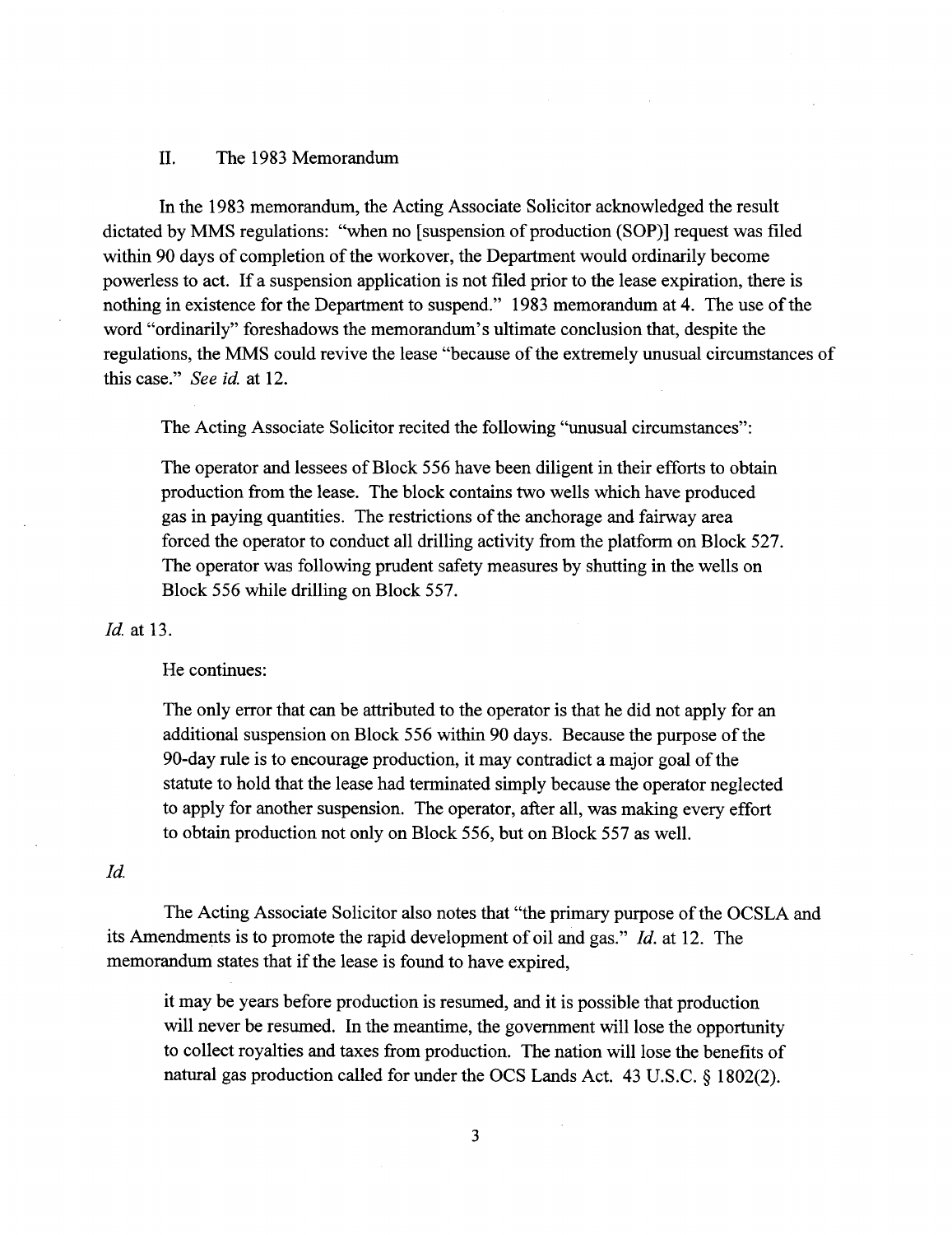## II. The 1983 Memorandum

In the 1983 memorandum, the Acting Associate Solicitor acknowledged the result dictated by MMS regulations: "when no [suspension of production (SOP)] request was filed within 90 days of completion of the workover, the Department would ordinarily become powerless to act. If a suspension application is not filed prior to the lease expiration, there is nothing in existence for the Department to suspend." 1983 memorandum at 4. The use of the word "ordinarily" foreshadows the memorandum's ultimate conclusion that, despite the regulations, the MMS could revive the lease "because of the extremely unusual circumstances of this case." *See id.* at 12.

The Acting Associate Solicitor recited the following "unusual circumstances":

> The operator and lessees of Block 556 have been diligent in their efforts to obtain production from the lease. The block contains two wells which have produced gas in paying quantities. The restrictions of the anchorage and fairway area forced the operator to conduct all drilling activity from the platform on Block 527. The operator was following prudent safety measures by shutting in the wells on Block 556 while drilling on Block 557.

*Id.* at 13.

He continues:

> The only error that can be attributed to the operator is that he did not apply for an additional suspension on Block 556 within 90 days. Because the purpose of the 90-day rule is to encourage production, it may contradict a major goal of the statute to hold that the lease had terminated simply because the operator neglected to apply for another suspension. The operator, after all, was making every effort to obtain production not only on Block 556, but on Block 557 as well.

*Id.*

The Acting Associate Solicitor also notes that "the primary purpose of the OCSLA and its Amendments is to promote the rapid development of oil and gas." *Id.* at 12. The memorandum states that if the lease is found to have expired,

> it may be years before production is resumed, and it is possible that production will never be resumed. In the meantime, the government will lose the opportunity to collect royalties and taxes from production. The nation will lose the benefits of natural gas production called for under the OCS Lands Act. 43 U.S.C. § 1802(2).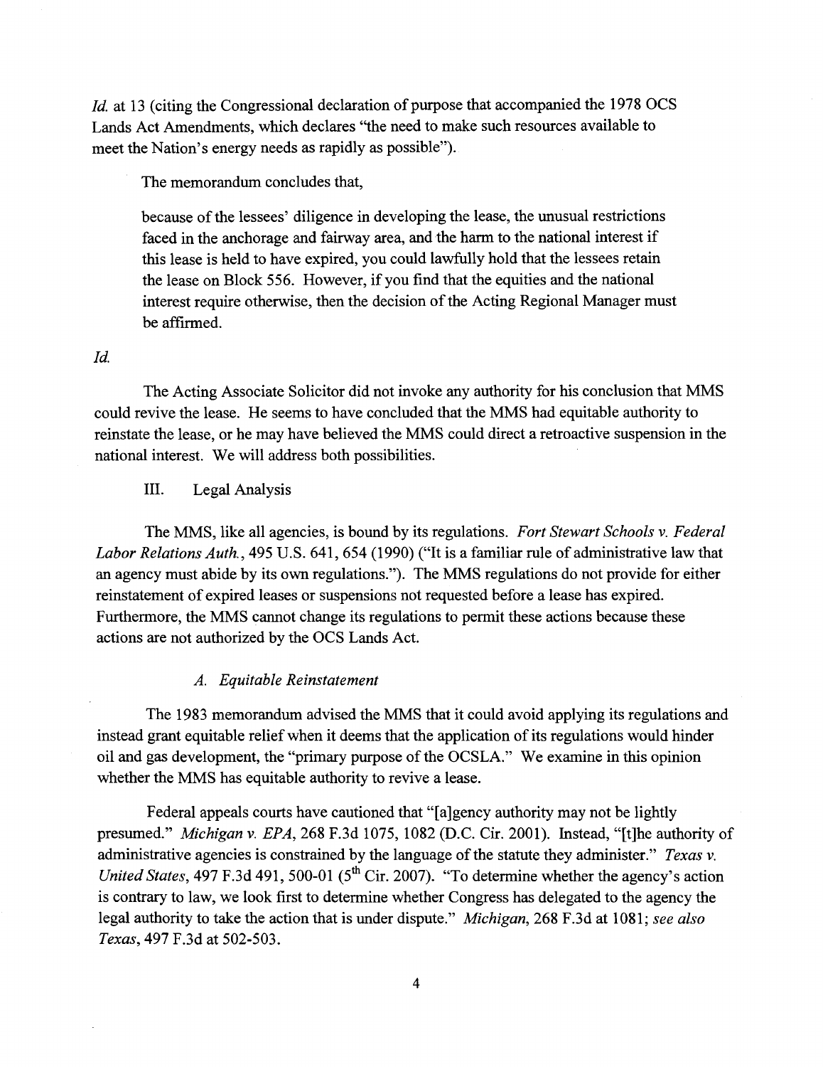*Id.* at 13 (citing the Congressional declaration of purpose that accompanied the 1978 OCS Lands Act Amendments, which declares "the need to make such resources available to meet the Nation's energy needs as rapidly as possible").

The memorandum concludes that,

> because of the lessees' diligence in developing the lease, the unusual restrictions faced in the anchorage and fairway area, and the harm to the national interest if this lease is held to have expired, you could lawfully hold that the lessees retain the lease on Block 556. However, if you find that the equities and the national interest require otherwise, then the decision of the Acting Regional Manager must be affirmed.

*Id.*

The Acting Associate Solicitor did not invoke any authority for his conclusion that MMS could revive the lease. He seems to have concluded that the MMS had equitable authority to reinstate the lease, or he may have believed the MMS could direct a retroactive suspension in the national interest. We will address both possibilities.

## III. Legal Analysis

The MMS, like all agencies, is bound by its regulations. *Fort Stewart Schools v. Federal Labor Relations Auth.*, 495 U.S. 641, 654 (1990) ("It is a familiar rule of administrative law that an agency must abide by its own regulations."). The MMS regulations do not provide for either reinstatement of expired leases or suspensions not requested before a lease has expired. Furthermore, the MMS cannot change its regulations to permit these actions because these actions are not authorized by the OCS Lands Act.

### *A. Equitable Reinstatement*

The 1983 memorandum advised the MMS that it could avoid applying its regulations and instead grant equitable relief when it deems that the application of its regulations would hinder oil and gas development, the "primary purpose of the OCSLA." We examine in this opinion whether the MMS has equitable authority to revive a lease.

Federal appeals courts have cautioned that "[a]gency authority may not be lightly presumed." *Michigan v. EPA*, 268 F.3d 1075, 1082 (D.C. Cir. 2001). Instead, "[t]he authority of administrative agencies is constrained by the language of the statute they administer." *Texas v. United States*, 497 F.3d 491, 500-01 (5th Cir. 2007). "To determine whether the agency's action is contrary to law, we look first to determine whether Congress has delegated to the agency the legal authority to take the action that is under dispute." *Michigan*, 268 F.3d at 1081; *see also Texas*, 497 F.3d at 502-503.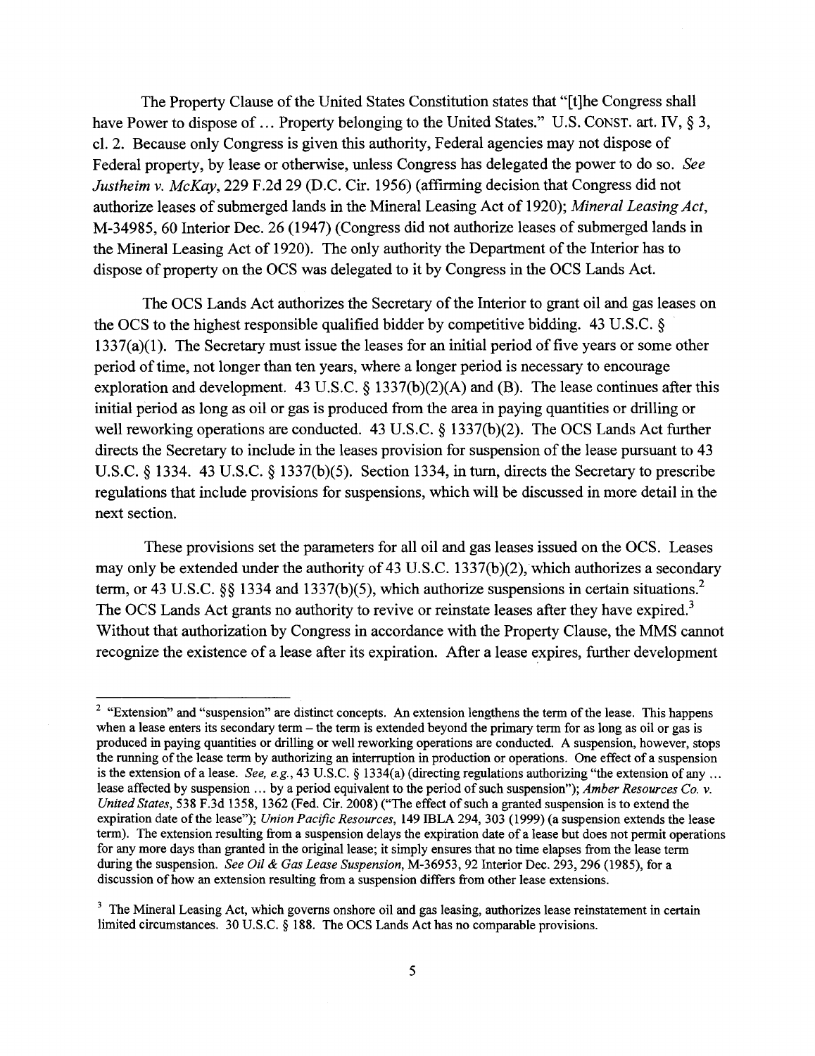The Property Clause of the United States Constitution states that "[t]he Congress shall have Power to dispose of ... Property belonging to the United States." U.S. CONST. art. IV, § 3, cl. 2. Because only Congress is given this authority, Federal agencies may not dispose of Federal property, by lease or otherwise, unless Congress has delegated the power to do so. *See Justheim v. McKay*, 229 F.2d 29 (D.C. Cir. 1956) (affirming decision that Congress did not authorize leases of submerged lands in the Mineral Leasing Act of 1920); *Mineral Leasing Act*, M-34985, 60 Interior Dec. 26 (1947) (Congress did not authorize leases of submerged lands in the Mineral Leasing Act of 1920). The only authority the Department of the Interior has to dispose of property on the OCS was delegated to it by Congress in the OCS Lands Act.

The OCS Lands Act authorizes the Secretary of the Interior to grant oil and gas leases on the OCS to the highest responsible qualified bidder by competitive bidding. 43 U.S.C. § 1337(a)(1). The Secretary must issue the leases for an initial period of five years or some other period of time, not longer than ten years, where a longer period is necessary to encourage exploration and development. 43 U.S.C. § 1337(b)(2)(A) and (B). The lease continues after this initial period as long as oil or gas is produced from the area in paying quantities or drilling or well reworking operations are conducted. 43 U.S.C. § 1337(b)(2). The OCS Lands Act further directs the Secretary to include in the leases provision for suspension of the lease pursuant to 43 U.S.C. § 1334. 43 U.S.C. § 1337(b)(5). Section 1334, in turn, directs the Secretary to prescribe regulations that include provisions for suspensions, which will be discussed in more detail in the next section.

These provisions set the parameters for all oil and gas leases issued on the OCS. Leases may only be extended under the authority of 43 U.S.C. 1337(b)(2), which authorizes a secondary term, or 43 U.S.C. §§ 1334 and 1337(b)(5), which authorize suspensions in certain situations.[2] The OCS Lands Act grants no authority to revive or reinstate leases after they have expired.[3] Without that authorization by Congress in accordance with the Property Clause, the MMS cannot recognize the existence of a lease after its expiration. After a lease expires, further development

---

[2] "Extension" and "suspension" are distinct concepts. An extension lengthens the term of the lease. This happens when a lease enters its secondary term – the term is extended beyond the primary term for as long as oil or gas is produced in paying quantities or drilling or well reworking operations are conducted. A suspension, however, stops the running of the lease term by authorizing an interruption in production or operations. One effect of a suspension is the extension of a lease. *See, e.g.*, 43 U.S.C. § 1334(a) (directing regulations authorizing "the extension of any ... lease affected by suspension ... by a period equivalent to the period of such suspension"); *Amber Resources Co. v. United States*, 538 F.3d 1358, 1362 (Fed. Cir. 2008) ("The effect of such a granted suspension is to extend the expiration date of the lease"); *Union Pacific Resources*, 149 IBLA 294, 303 (1999) (a suspension extends the lease term). The extension resulting from a suspension delays the expiration date of a lease but does not permit operations for any more days than granted in the original lease; it simply ensures that no time elapses from the lease term during the suspension. *See Oil & Gas Lease Suspension*, M-36953, 92 Interior Dec. 293, 296 (1985), for a discussion of how an extension resulting from a suspension differs from other lease extensions.

[3] The Mineral Leasing Act, which governs onshore oil and gas leasing, authorizes lease reinstatement in certain limited circumstances. 30 U.S.C. § 188. The OCS Lands Act has no comparable provisions.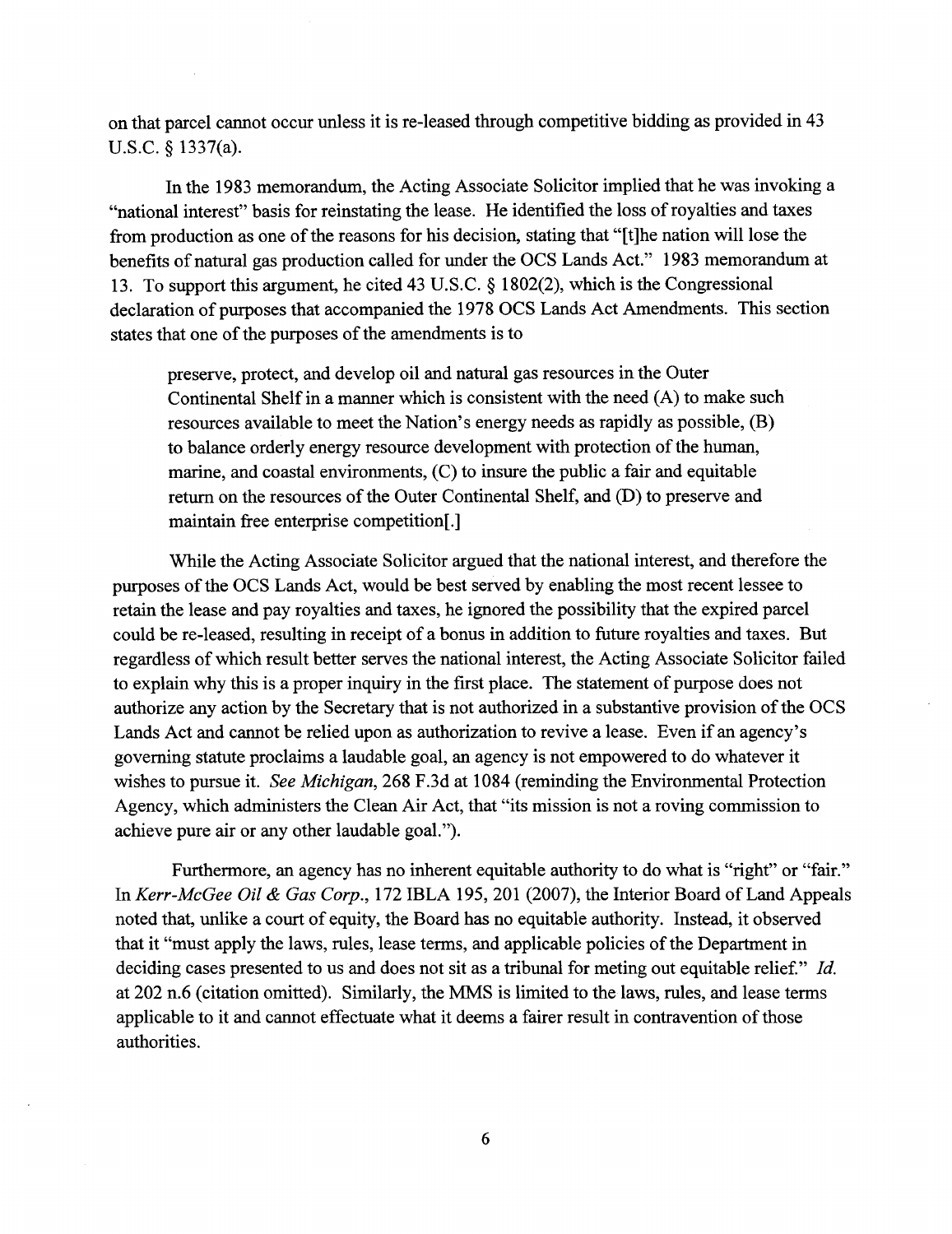on that parcel cannot occur unless it is re-leased through competitive bidding as provided in 43 U.S.C. § 1337(a).

In the 1983 memorandum, the Acting Associate Solicitor implied that he was invoking a "national interest" basis for reinstating the lease. He identified the loss of royalties and taxes from production as one of the reasons for his decision, stating that "[t]he nation will lose the benefits of natural gas production called for under the OCS Lands Act." 1983 memorandum at 13. To support this argument, he cited 43 U.S.C. § 1802(2), which is the Congressional declaration of purposes that accompanied the 1978 OCS Lands Act Amendments. This section states that one of the purposes of the amendments is to

> preserve, protect, and develop oil and natural gas resources in the Outer Continental Shelf in a manner which is consistent with the need (A) to make such resources available to meet the Nation's energy needs as rapidly as possible, (B) to balance orderly energy resource development with protection of the human, marine, and coastal environments, (C) to insure the public a fair and equitable return on the resources of the Outer Continental Shelf, and (D) to preserve and maintain free enterprise competition[.]

While the Acting Associate Solicitor argued that the national interest, and therefore the purposes of the OCS Lands Act, would be best served by enabling the most recent lessee to retain the lease and pay royalties and taxes, he ignored the possibility that the expired parcel could be re-leased, resulting in receipt of a bonus in addition to future royalties and taxes. But regardless of which result better serves the national interest, the Acting Associate Solicitor failed to explain why this is a proper inquiry in the first place. The statement of purpose does not authorize any action by the Secretary that is not authorized in a substantive provision of the OCS Lands Act and cannot be relied upon as authorization to revive a lease. Even if an agency's governing statute proclaims a laudable goal, an agency is not empowered to do whatever it wishes to pursue it. *See Michigan*, 268 F.3d at 1084 (reminding the Environmental Protection Agency, which administers the Clean Air Act, that "its mission is not a roving commission to achieve pure air or any other laudable goal.").

Furthermore, an agency has no inherent equitable authority to do what is "right" or "fair." In *Kerr-McGee Oil & Gas Corp.*, 172 IBLA 195, 201 (2007), the Interior Board of Land Appeals noted that, unlike a court of equity, the Board has no equitable authority. Instead, it observed that it "must apply the laws, rules, lease terms, and applicable policies of the Department in deciding cases presented to us and does not sit as a tribunal for meting out equitable relief." *Id.* at 202 n.6 (citation omitted). Similarly, the MMS is limited to the laws, rules, and lease terms applicable to it and cannot effectuate what it deems a fairer result in contravention of those authorities.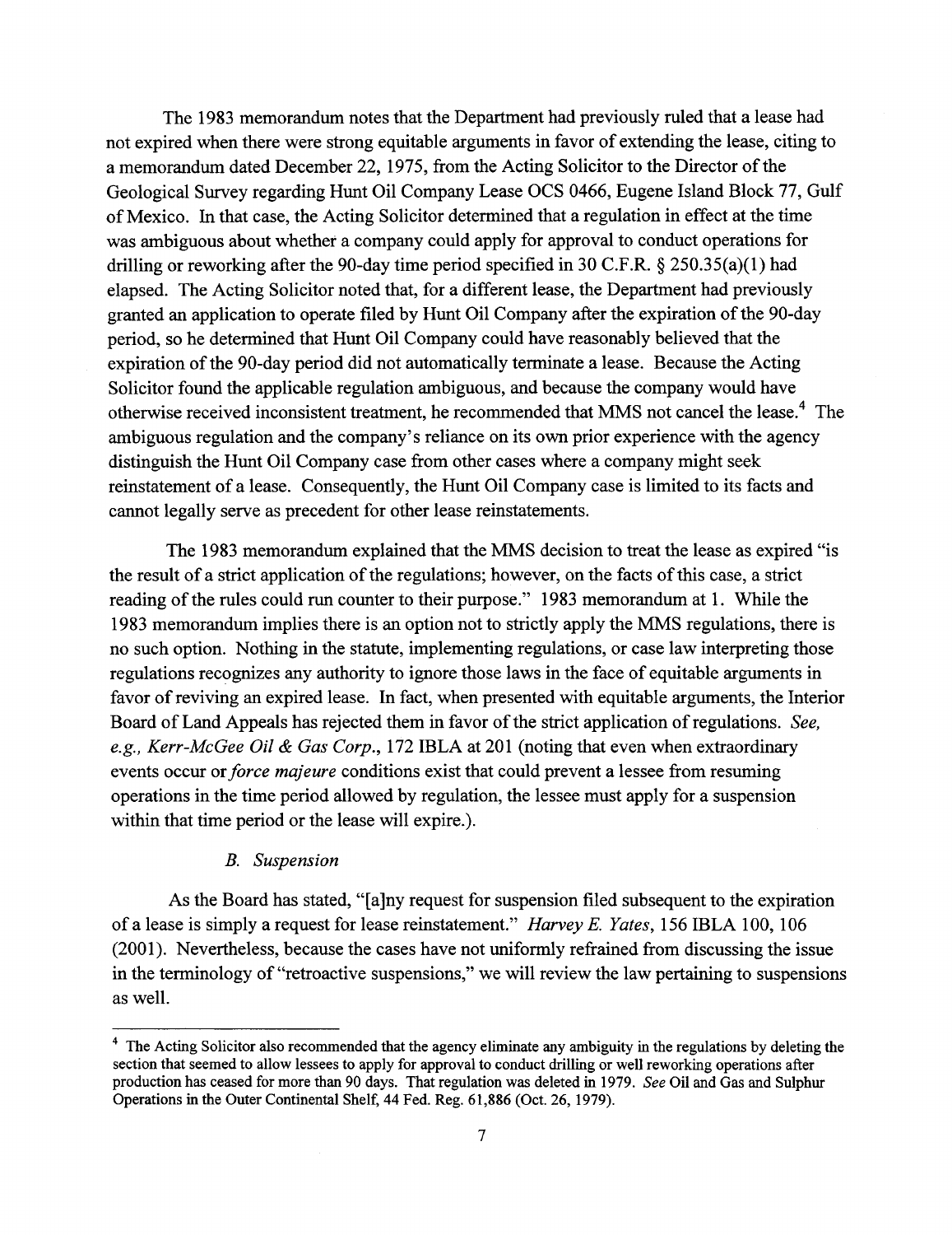The 1983 memorandum notes that the Department had previously ruled that a lease had not expired when there were strong equitable arguments in favor of extending the lease, citing to a memorandum dated December 22, 1975, from the Acting Solicitor to the Director of the Geological Survey regarding Hunt Oil Company Lease OCS 0466, Eugene Island Block 77, Gulf of Mexico. In that case, the Acting Solicitor determined that a regulation in effect at the time was ambiguous about whether a company could apply for approval to conduct operations for drilling or reworking after the 90-day time period specified in 30 C.F.R. § 250.35(a)(1) had elapsed. The Acting Solicitor noted that, for a different lease, the Department had previously granted an application to operate filed by Hunt Oil Company after the expiration of the 90-day period, so he determined that Hunt Oil Company could have reasonably believed that the expiration of the 90-day period did not automatically terminate a lease. Because the Acting Solicitor found the applicable regulation ambiguous, and because the company would have otherwise received inconsistent treatment, he recommended that MMS not cancel the lease.[4] The ambiguous regulation and the company's reliance on its own prior experience with the agency distinguish the Hunt Oil Company case from other cases where a company might seek reinstatement of a lease. Consequently, the Hunt Oil Company case is limited to its facts and cannot legally serve as precedent for other lease reinstatements.

The 1983 memorandum explained that the MMS decision to treat the lease as expired "is the result of a strict application of the regulations; however, on the facts of this case, a strict reading of the rules could run counter to their purpose." 1983 memorandum at 1. While the 1983 memorandum implies there is an option not to strictly apply the MMS regulations, there is no such option. Nothing in the statute, implementing regulations, or case law interpreting those regulations recognizes any authority to ignore those laws in the face of equitable arguments in favor of reviving an expired lease. In fact, when presented with equitable arguments, the Interior Board of Land Appeals has rejected them in favor of the strict application of regulations. *See, e.g., Kerr-McGee Oil & Gas Corp.*, 172 IBLA at 201 (noting that even when extraordinary events occur or *force majeure* conditions exist that could prevent a lessee from resuming operations in the time period allowed by regulation, the lessee must apply for a suspension within that time period or the lease will expire.).

### *B. Suspension*

As the Board has stated, "[a]ny request for suspension filed subsequent to the expiration of a lease is simply a request for lease reinstatement." *Harvey E. Yates*, 156 IBLA 100, 106 (2001). Nevertheless, because the cases have not uniformly refrained from discussing the issue in the terminology of "retroactive suspensions," we will review the law pertaining to suspensions as well.

---

[4] The Acting Solicitor also recommended that the agency eliminate any ambiguity in the regulations by deleting the section that seemed to allow lessees to apply for approval to conduct drilling or well reworking operations after production has ceased for more than 90 days. That regulation was deleted in 1979. *See* Oil and Gas and Sulphur Operations in the Outer Continental Shelf, 44 Fed. Reg. 61,886 (Oct. 26, 1979).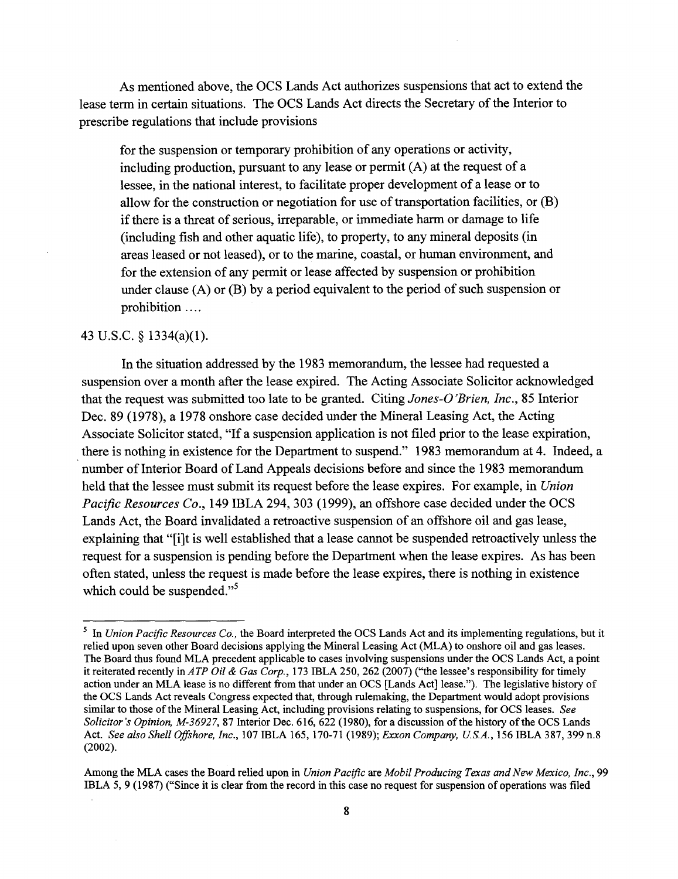As mentioned above, the OCS Lands Act authorizes suspensions that act to extend the lease term in certain situations. The OCS Lands Act directs the Secretary of the Interior to prescribe regulations that include provisions

> for the suspension or temporary prohibition of any operations or activity, including production, pursuant to any lease or permit (A) at the request of a lessee, in the national interest, to facilitate proper development of a lease or to allow for the construction or negotiation for use of transportation facilities, or (B) if there is a threat of serious, irreparable, or immediate harm or damage to life (including fish and other aquatic life), to property, to any mineral deposits (in areas leased or not leased), or to the marine, coastal, or human environment, and for the extension of any permit or lease affected by suspension or prohibition under clause (A) or (B) by a period equivalent to the period of such suspension or prohibition ....

43 U.S.C. § 1334(a)(1).

In the situation addressed by the 1983 memorandum, the lessee had requested a suspension over a month after the lease expired. The Acting Associate Solicitor acknowledged that the request was submitted too late to be granted. Citing *Jones-O'Brien, Inc.*, 85 Interior Dec. 89 (1978), a 1978 onshore case decided under the Mineral Leasing Act, the Acting Associate Solicitor stated, "If a suspension application is not filed prior to the lease expiration, there is nothing in existence for the Department to suspend." 1983 memorandum at 4. Indeed, a number of Interior Board of Land Appeals decisions before and since the 1983 memorandum held that the lessee must submit its request before the lease expires. For example, in *Union Pacific Resources Co.*, 149 IBLA 294, 303 (1999), an offshore case decided under the OCS Lands Act, the Board invalidated a retroactive suspension of an offshore oil and gas lease, explaining that "[i]t is well established that a lease cannot be suspended retroactively unless the request for a suspension is pending before the Department when the lease expires. As has been often stated, unless the request is made before the lease expires, there is nothing in existence which could be suspended."[5]

---

[5] In *Union Pacific Resources Co.*, the Board interpreted the OCS Lands Act and its implementing regulations, but it relied upon seven other Board decisions applying the Mineral Leasing Act (MLA) to onshore oil and gas leases. The Board thus found MLA precedent applicable to cases involving suspensions under the OCS Lands Act, a point it reiterated recently in *ATP Oil & Gas Corp.*, 173 IBLA 250, 262 (2007) ("the lessee's responsibility for timely action under an MLA lease is no different from that under an OCS [Lands Act] lease."). The legislative history of the OCS Lands Act reveals Congress expected that, through rulemaking, the Department would adopt provisions similar to those of the Mineral Leasing Act, including provisions relating to suspensions, for OCS leases. *See Solicitor's Opinion, M-36927*, 87 Interior Dec. 616, 622 (1980), for a discussion of the history of the OCS Lands Act. *See also Shell Offshore, Inc.*, 107 IBLA 165, 170-71 (1989); *Exxon Company, U.S.A.*, 156 IBLA 387, 399 n.8 (2002).

Among the MLA cases the Board relied upon in *Union Pacific* are *Mobil Producing Texas and New Mexico, Inc.*, 99 IBLA 5, 9 (1987) ("Since it is clear from the record in this case no request for suspension of operations was filed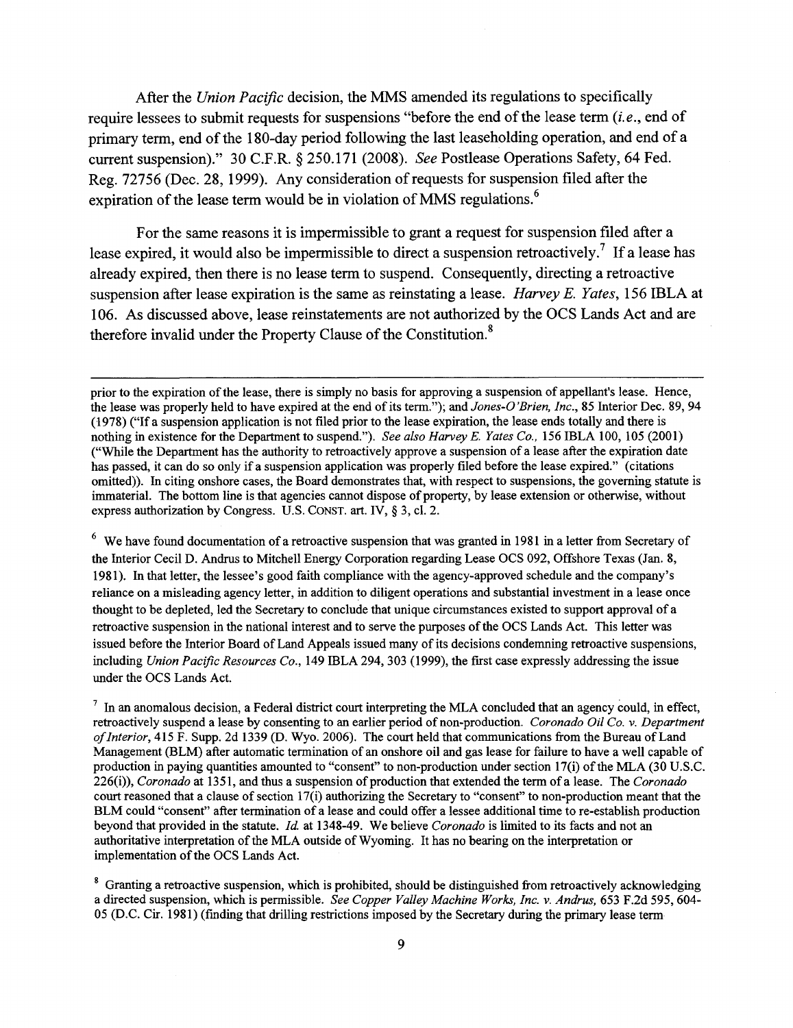After the *Union Pacific* decision, the MMS amended its regulations to specifically require lessees to submit requests for suspensions "before the end of the lease term (*i.e.*, end of primary term, end of the 180-day period following the last leaseholding operation, and end of a current suspension)." 30 C.F.R. § 250.171 (2008). *See* Postlease Operations Safety, 64 Fed. Reg. 72756 (Dec. 28, 1999). Any consideration of requests for suspension filed after the expiration of the lease term would be in violation of MMS regulations.[6]

For the same reasons it is impermissible to grant a request for suspension filed after a lease expired, it would also be impermissible to direct a suspension retroactively.[7] If a lease has already expired, then there is no lease term to suspend. Consequently, directing a retroactive suspension after lease expiration is the same as reinstating a lease. *Harvey E. Yates*, 156 IBLA at 106. As discussed above, lease reinstatements are not authorized by the OCS Lands Act and are therefore invalid under the Property Clause of the Constitution.[8]

---

prior to the expiration of the lease, there is simply no basis for approving a suspension of appellant's lease. Hence, the lease was properly held to have expired at the end of its term."); and *Jones-O'Brien, Inc.*, 85 Interior Dec. 89, 94 (1978) ("If a suspension application is not filed prior to the lease expiration, the lease ends totally and there is nothing in existence for the Department to suspend."). *See also Harvey E. Yates Co.*, 156 IBLA 100, 105 (2001) ("While the Department has the authority to retroactively approve a suspension of a lease after the expiration date has passed, it can do so only if a suspension application was properly filed before the lease expired." (citations omitted)). In citing onshore cases, the Board demonstrates that, with respect to suspensions, the governing statute is immaterial. The bottom line is that agencies cannot dispose of property, by lease extension or otherwise, without express authorization by Congress. U.S. CONST. art. IV, § 3, cl. 2.

[6] We have found documentation of a retroactive suspension that was granted in 1981 in a letter from Secretary of the Interior Cecil D. Andrus to Mitchell Energy Corporation regarding Lease OCS 092, Offshore Texas (Jan. 8, 1981). In that letter, the lessee's good faith compliance with the agency-approved schedule and the company's reliance on a misleading agency letter, in addition to diligent operations and substantial investment in a lease once thought to be depleted, led the Secretary to conclude that unique circumstances existed to support approval of a retroactive suspension in the national interest and to serve the purposes of the OCS Lands Act. This letter was issued before the Interior Board of Land Appeals issued many of its decisions condemning retroactive suspensions, including *Union Pacific Resources Co.*, 149 IBLA 294, 303 (1999), the first case expressly addressing the issue under the OCS Lands Act.

[7] In an anomalous decision, a Federal district court interpreting the MLA concluded that an agency could, in effect, retroactively suspend a lease by consenting to an earlier period of non-production. *Coronado Oil Co. v. Department of Interior*, 415 F. Supp. 2d 1339 (D. Wyo. 2006). The court held that communications from the Bureau of Land Management (BLM) after automatic termination of an onshore oil and gas lease for failure to have a well capable of production in paying quantities amounted to "consent" to non-production under section 17(i) of the MLA (30 U.S.C. 226(i)), *Coronado* at 1351, and thus a suspension of production that extended the term of a lease. The *Coronado* court reasoned that a clause of section 17(i) authorizing the Secretary to "consent" to non-production meant that the BLM could "consent" after termination of a lease and could offer a lessee additional time to re-establish production beyond that provided in the statute. *Id.* at 1348-49. We believe *Coronado* is limited to its facts and not an authoritative interpretation of the MLA outside of Wyoming. It has no bearing on the interpretation or implementation of the OCS Lands Act.

[8] Granting a retroactive suspension, which is prohibited, should be distinguished from retroactively acknowledging a directed suspension, which is permissible. *See Copper Valley Machine Works, Inc. v. Andrus*, 653 F.2d 595, 604-05 (D.C. Cir. 1981) (finding that drilling restrictions imposed by the Secretary during the primary lease term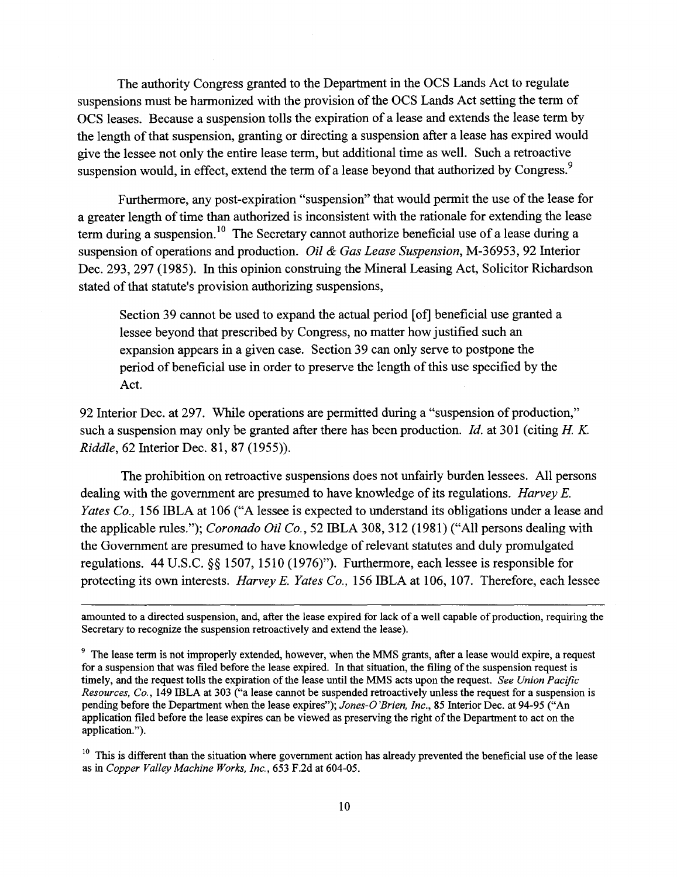The authority Congress granted to the Department in the OCS Lands Act to regulate suspensions must be harmonized with the provision of the OCS Lands Act setting the term of OCS leases. Because a suspension tolls the expiration of a lease and extends the lease term by the length of that suspension, granting or directing a suspension after a lease has expired would give the lessee not only the entire lease term, but additional time as well. Such a retroactive suspension would, in effect, extend the term of a lease beyond that authorized by Congress.[9]

Furthermore, any post-expiration "suspension" that would permit the use of the lease for a greater length of time than authorized is inconsistent with the rationale for extending the lease term during a suspension.[10] The Secretary cannot authorize beneficial use of a lease during a suspension of operations and production. *Oil & Gas Lease Suspension*, M-36953, 92 Interior Dec. 293, 297 (1985). In this opinion construing the Mineral Leasing Act, Solicitor Richardson stated of that statute's provision authorizing suspensions,

> Section 39 cannot be used to expand the actual period [of] beneficial use granted a lessee beyond that prescribed by Congress, no matter how justified such an expansion appears in a given case. Section 39 can only serve to postpone the period of beneficial use in order to preserve the length of this use specified by the Act.

92 Interior Dec. at 297. While operations are permitted during a "suspension of production," such a suspension may only be granted after there has been production. *Id.* at 301 (citing *H. K. Riddle*, 62 Interior Dec. 81, 87 (1955)).

The prohibition on retroactive suspensions does not unfairly burden lessees. All persons dealing with the government are presumed to have knowledge of its regulations. *Harvey E. Yates Co.*, 156 IBLA at 106 ("A lessee is expected to understand its obligations under a lease and the applicable rules."); *Coronado Oil Co.*, 52 IBLA 308, 312 (1981) ("All persons dealing with the Government are presumed to have knowledge of relevant statutes and duly promulgated regulations. 44 U.S.C. §§ 1507, 1510 (1976)"). Furthermore, each lessee is responsible for protecting its own interests. *Harvey E. Yates Co.*, 156 IBLA at 106, 107. Therefore, each lessee

---

amounted to a directed suspension, and, after the lease expired for lack of a well capable of production, requiring the Secretary to recognize the suspension retroactively and extend the lease).

[9] The lease term is not improperly extended, however, when the MMS grants, after a lease would expire, a request for a suspension that was filed before the lease expired. In that situation, the filing of the suspension request is timely, and the request tolls the expiration of the lease until the MMS acts upon the request. *See Union Pacific Resources, Co.*, 149 IBLA at 303 ("a lease cannot be suspended retroactively unless the request for a suspension is pending before the Department when the lease expires"); *Jones-O'Brien, Inc.*, 85 Interior Dec. at 94-95 ("An application filed before the lease expires can be viewed as preserving the right of the Department to act on the application.").

[10] This is different than the situation where government action has already prevented the beneficial use of the lease as in *Copper Valley Machine Works, Inc.*, 653 F.2d at 604-05.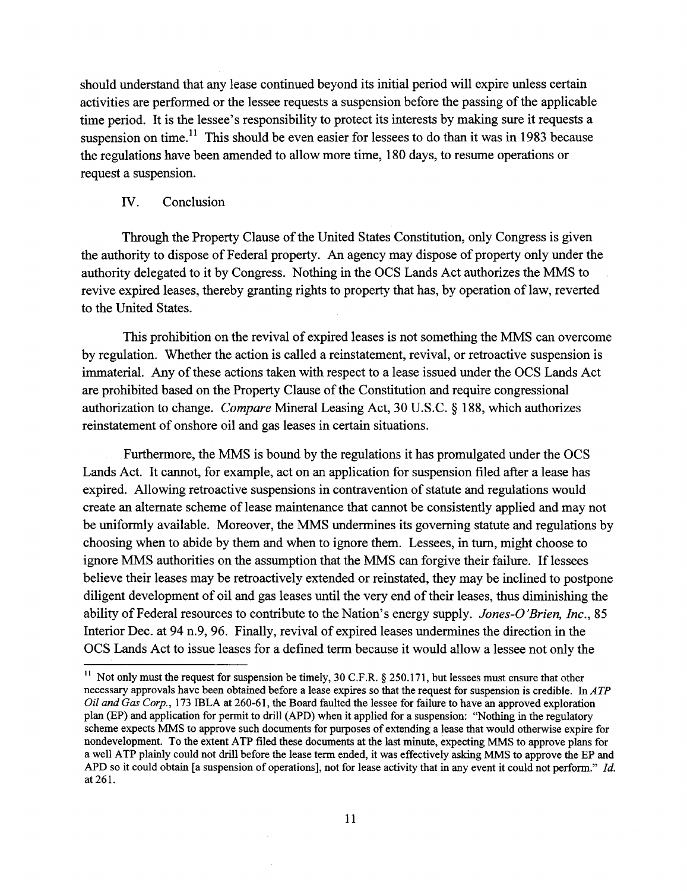should understand that any lease continued beyond its initial period will expire unless certain activities are performed or the lessee requests a suspension before the passing of the applicable time period. It is the lessee's responsibility to protect its interests by making sure it requests a suspension on time.[11] This should be even easier for lessees to do than it was in 1983 because the regulations have been amended to allow more time, 180 days, to resume operations or request a suspension.

## IV. Conclusion

Through the Property Clause of the United States Constitution, only Congress is given the authority to dispose of Federal property. An agency may dispose of property only under the authority delegated to it by Congress. Nothing in the OCS Lands Act authorizes the MMS to revive expired leases, thereby granting rights to property that has, by operation of law, reverted to the United States.

This prohibition on the revival of expired leases is not something the MMS can overcome by regulation. Whether the action is called a reinstatement, revival, or retroactive suspension is immaterial. Any of these actions taken with respect to a lease issued under the OCS Lands Act are prohibited based on the Property Clause of the Constitution and require congressional authorization to change. *Compare* Mineral Leasing Act, 30 U.S.C. § 188, which authorizes reinstatement of onshore oil and gas leases in certain situations.

Furthermore, the MMS is bound by the regulations it has promulgated under the OCS Lands Act. It cannot, for example, act on an application for suspension filed after a lease has expired. Allowing retroactive suspensions in contravention of statute and regulations would create an alternate scheme of lease maintenance that cannot be consistently applied and may not be uniformly available. Moreover, the MMS undermines its governing statute and regulations by choosing when to abide by them and when to ignore them. Lessees, in turn, might choose to ignore MMS authorities on the assumption that the MMS can forgive their failure. If lessees believe their leases may be retroactively extended or reinstated, they may be inclined to postpone diligent development of oil and gas leases until the very end of their leases, thus diminishing the ability of Federal resources to contribute to the Nation's energy supply. *Jones-O'Brien, Inc.*, 85 Interior Dec. at 94 n.9, 96. Finally, revival of expired leases undermines the direction in the OCS Lands Act to issue leases for a defined term because it would allow a lessee not only the

---

[11] Not only must the request for suspension be timely, 30 C.F.R. § 250.171, but lessees must ensure that other necessary approvals have been obtained before a lease expires so that the request for suspension is credible. In *ATP Oil and Gas Corp.*, 173 IBLA at 260-61, the Board faulted the lessee for failure to have an approved exploration plan (EP) and application for permit to drill (APD) when it applied for a suspension: "Nothing in the regulatory scheme expects MMS to approve such documents for purposes of extending a lease that would otherwise expire for nondevelopment. To the extent ATP filed these documents at the last minute, expecting MMS to approve plans for a well ATP plainly could not drill before the lease term ended, it was effectively asking MMS to approve the EP and APD so it could obtain [a suspension of operations], not for lease activity that in any event it could not perform." *Id.* at 261.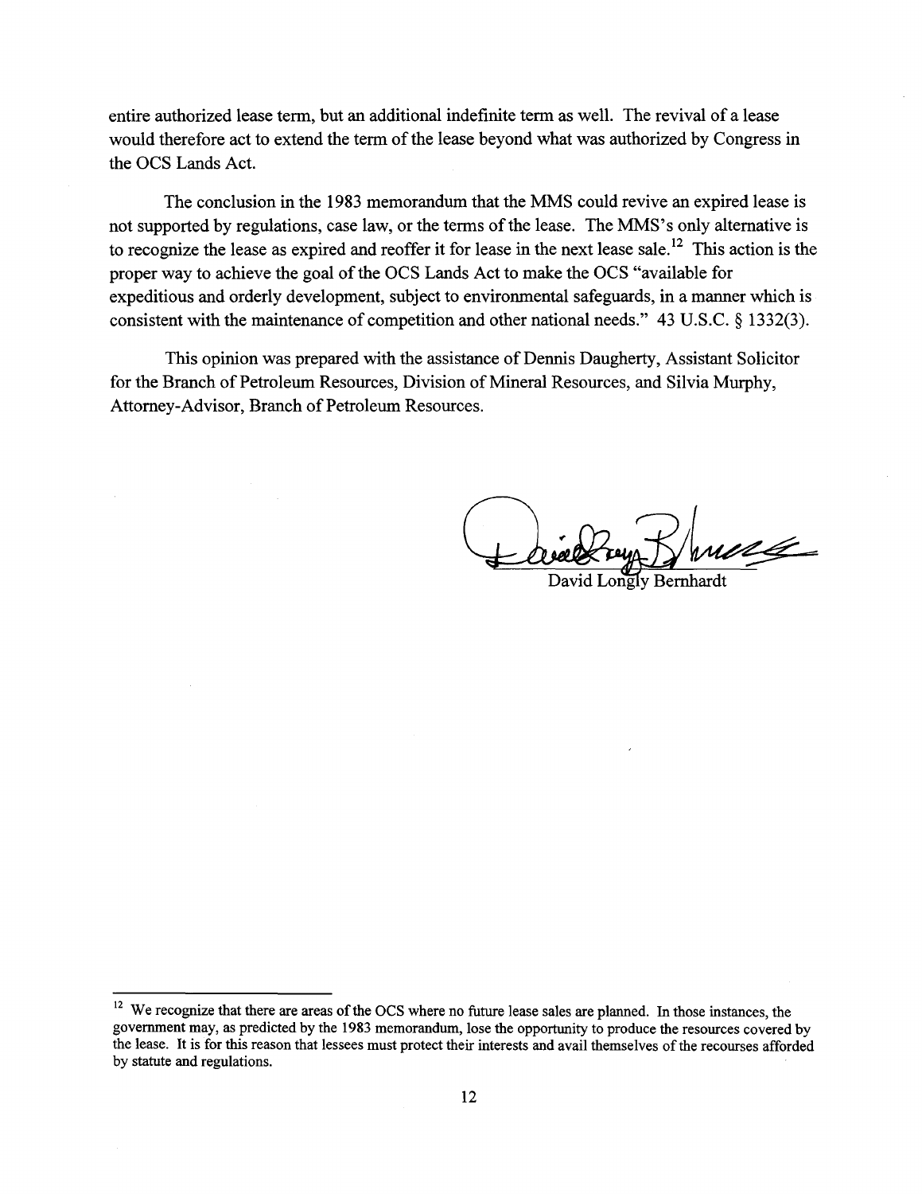entire authorized lease term, but an additional indefinite term as well. The revival of a lease would therefore act to extend the term of the lease beyond what was authorized by Congress in the OCS Lands Act.

The conclusion in the 1983 memorandum that the MMS could revive an expired lease is not supported by regulations, case law, or the terms of the lease. The MMS's only alternative is to recognize the lease as expired and reoffer it for lease in the next lease sale.[12] This action is the proper way to achieve the goal of the OCS Lands Act to make the OCS "available for expeditious and orderly development, subject to environmental safeguards, in a manner which is consistent with the maintenance of competition and other national needs." 43 U.S.C. § 1332(3).

This opinion was prepared with the assistance of Dennis Daugherty, Assistant Solicitor for the Branch of Petroleum Resources, Division of Mineral Resources, and Silvia Murphy, Attorney-Advisor, Branch of Petroleum Resources.

David Longly Bernhardt

[12] We recognize that there are areas of the OCS where no future lease sales are planned. In those instances, the government may, as predicted by the 1983 memorandum, lose the opportunity to produce the resources covered by the lease. It is for this reason that lessees must protect their interests and avail themselves of the recourses afforded by statute and regulations.